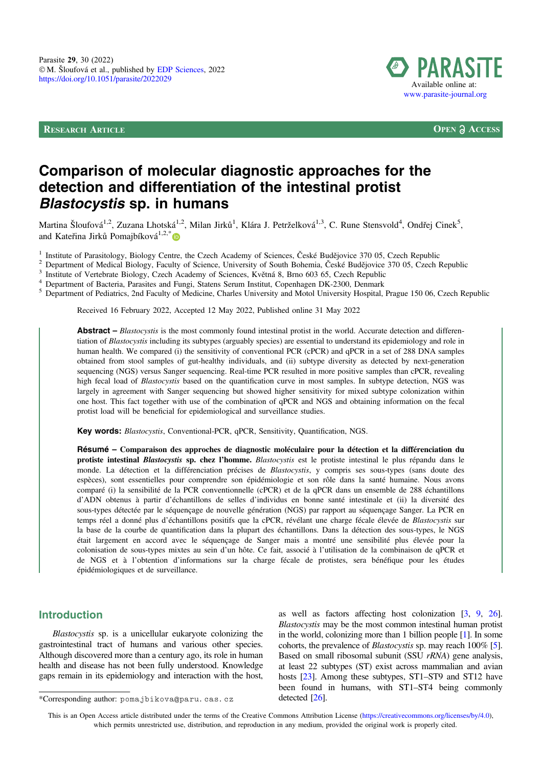# Comparison of molecular diagnostic approaches for the detection and differentiation of the intestinal protist *Blastocystis* sp. in humans

Martina Šloufová[1,2], Zuzana Lhotská[1,2], Milan Jirků[1], Klára J. Petrželková[1,3], C. Rune Stensvold[4], Ondřej Cinek[5], and Kateřina Jirků Pomajbíková[1,2,*]

[1] Institute of Parasitology, Biology Centre, the Czech Academy of Sciences, České Budějovice 370 05, Czech Republic
[2] Department of Medical Biology, Faculty of Science, University of South Bohemia, České Budějovice 370 05, Czech Republic
[3] Institute of Vertebrate Biology, Czech Academy of Sciences, Květná 8, Brno 603 65, Czech Republic
[4] Department of Bacteria, Parasites and Fungi, Statens Serum Institut, Copenhagen DK-2300, Denmark
[5] Department of Pediatrics, 2nd Faculty of Medicine, Charles University and Motol University Hospital, Prague 150 06, Czech Republic

Received 16 February 2022, Accepted 12 May 2022, Published online 31 May 2022

**Abstract** – *Blastocystis* is the most commonly found intestinal protist in the world. Accurate detection and differentiation of *Blastocystis* including its subtypes (arguably species) are essential to understand its epidemiology and role in human health. We compared (i) the sensitivity of conventional PCR (cPCR) and qPCR in a set of 288 DNA samples obtained from stool samples of gut-healthy individuals, and (ii) subtype diversity as detected by next-generation sequencing (NGS) versus Sanger sequencing. Real-time PCR resulted in more positive samples than cPCR, revealing high fecal load of *Blastocystis* based on the quantification curve in most samples. In subtype detection, NGS was largely in agreement with Sanger sequencing but showed higher sensitivity for mixed subtype colonization within one host. This fact together with use of the combination of qPCR and NGS and obtaining information on the fecal protist load will be beneficial for epidemiological and surveillance studies.

**Key words:** *Blastocystis*, Conventional-PCR, qPCR, Sensitivity, Quantification, NGS.

**Résumé – Comparaison des approches de diagnostic moléculaire pour la détection et la différenciation du protiste intestinal *Blastocystis* sp. chez l'homme.** *Blastocystis* est le protiste intestinal le plus répandu dans le monde. La détection et la différenciation précises de *Blastocystis*, y compris ses sous-types (sans doute des espèces), sont essentielles pour comprendre son épidémiologie et son rôle dans la santé humaine. Nous avons comparé (i) la sensibilité de la PCR conventionnelle (cPCR) et de la qPCR dans un ensemble de 288 échantillons d'ADN obtenus à partir d'échantillons de selles d'individus en bonne santé intestinale et (ii) la diversité des sous-types détectée par le séquençage de nouvelle génération (NGS) par rapport au séquençage Sanger. La PCR en temps réel a donné plus d'échantillons positifs que la cPCR, révélant une charge fécale élevée de *Blastocystis* sur la base de la courbe de quantification dans la plupart des échantillons. Dans la détection des sous-types, le NGS était largement en accord avec le séquençage de Sanger mais a montré une sensibilité plus élevée pour la colonisation de sous-types mixtes au sein d'un hôte. Ce fait, associé à l'utilisation de la combinaison de qPCR et de NGS et à l'obtention d'informations sur la charge fécale de protistes, sera bénéfique pour les études épidémiologiques et de surveillance.

## Introduction

*Blastocystis* sp. is a unicellular eukaryote colonizing the gastrointestinal tract of humans and various other species. Although discovered more than a century ago, its role in human health and disease has not been fully understood. Knowledge gaps remain in its epidemiology and interaction with the host, as well as factors affecting host colonization [3, 9, 26]. *Blastocystis* may be the most common intestinal human protist in the world, colonizing more than 1 billion people [1]. In some cohorts, the prevalence of *Blastocystis* sp. may reach 100% [5]. Based on small ribosomal subunit (SSU *rRNA*) gene analysis, at least 22 subtypes (ST) exist across mammalian and avian hosts [23]. Among these subtypes, ST1–ST9 and ST12 have been found in humans, with ST1–ST4 being commonly detected [26].

*Corresponding author: pomajbikova@paru.cas.cz

This is an Open Access article distributed under the terms of the Creative Commons Attribution License (https://creativecommons.org/licenses/by/4.0), which permits unrestricted use, distribution, and reproduction in any medium, provided the original work is properly cited.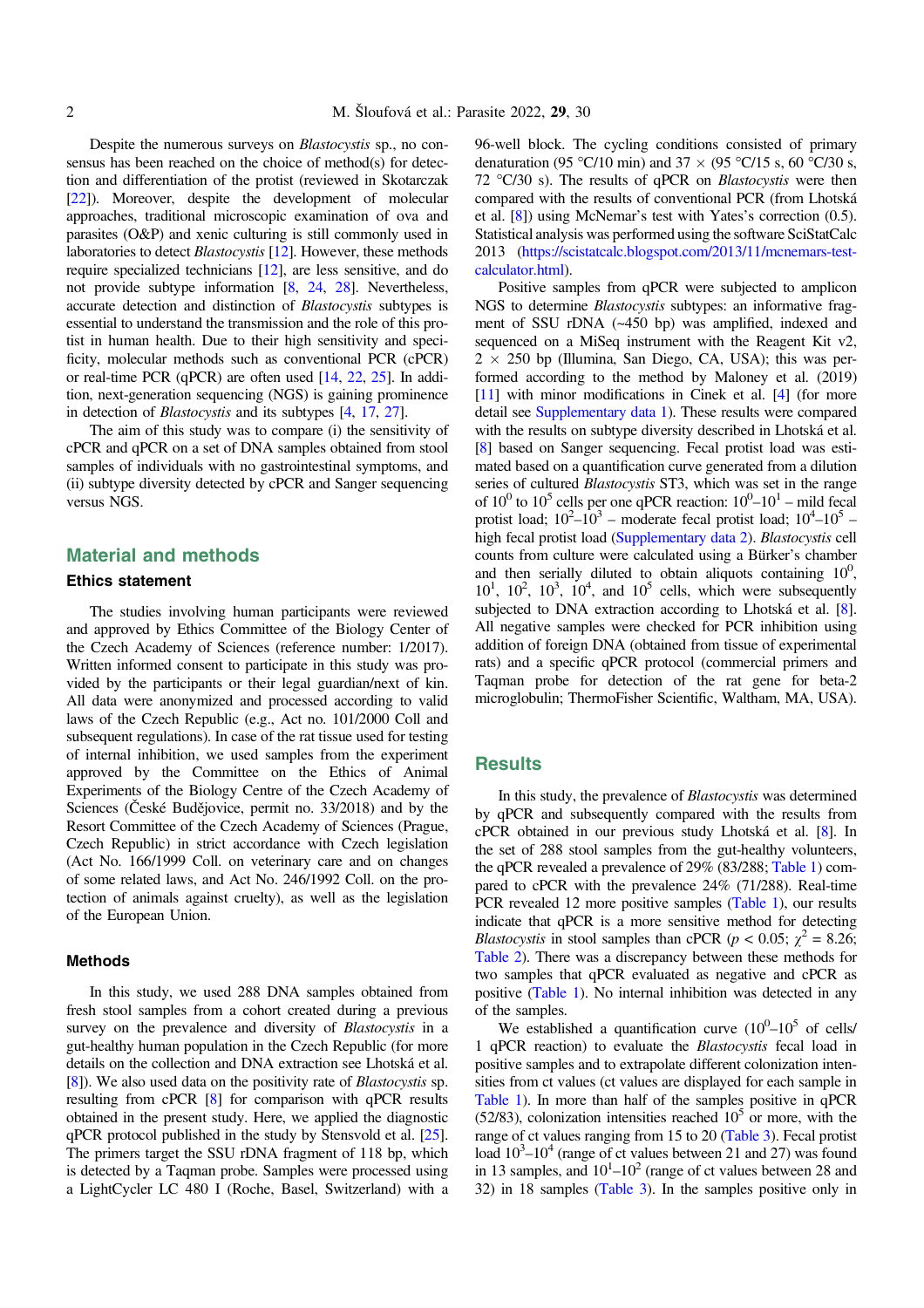Despite the numerous surveys on *Blastocystis* sp., no consensus has been reached on the choice of method(s) for detection and differentiation of the protist (reviewed in Skotarczak [22]). Moreover, despite the development of molecular approaches, traditional microscopic examination of ova and parasites (O&P) and xenic culturing is still commonly used in laboratories to detect *Blastocystis* [12]. However, these methods require specialized technicians [12], are less sensitive, and do not provide subtype information [8, 24, 28]. Nevertheless, accurate detection and distinction of *Blastocystis* subtypes is essential to understand the transmission and the role of this protist in human health. Due to their high sensitivity and specificity, molecular methods such as conventional PCR (cPCR) or real-time PCR (qPCR) are often used [14, 22, 25]. In addition, next-generation sequencing (NGS) is gaining prominence in detection of *Blastocystis* and its subtypes [4, 17, 27].

The aim of this study was to compare (i) the sensitivity of cPCR and qPCR on a set of DNA samples obtained from stool samples of individuals with no gastrointestinal symptoms, and (ii) subtype diversity detected by cPCR and Sanger sequencing versus NGS.

## Material and methods

### Ethics statement

The studies involving human participants were reviewed and approved by Ethics Committee of the Biology Center of the Czech Academy of Sciences (reference number: 1/2017). Written informed consent to participate in this study was provided by the participants or their legal guardian/next of kin. All data were anonymized and processed according to valid laws of the Czech Republic (e.g., Act no. 101/2000 Coll and subsequent regulations). In case of the rat tissue used for testing of internal inhibition, we used samples from the experiment approved by the Committee on the Ethics of Animal Experiments of the Biology Centre of the Czech Academy of Sciences (České Budějovice, permit no. 33/2018) and by the Resort Committee of the Czech Academy of Sciences (Prague, Czech Republic) in strict accordance with Czech legislation (Act No. 166/1999 Coll. on veterinary care and on changes of some related laws, and Act No. 246/1992 Coll. on the protection of animals against cruelty), as well as the legislation of the European Union.

### Methods

In this study, we used 288 DNA samples obtained from fresh stool samples from a cohort created during a previous survey on the prevalence and diversity of *Blastocystis* in a gut-healthy human population in the Czech Republic (for more details on the collection and DNA extraction see Lhotská et al. [8]). We also used data on the positivity rate of *Blastocystis* sp. resulting from cPCR [8] for comparison with qPCR results obtained in the present study. Here, we applied the diagnostic qPCR protocol published in the study by Stensvold et al. [25]. The primers target the SSU rDNA fragment of 118 bp, which is detected by a Taqman probe. Samples were processed using a LightCycler LC 480 I (Roche, Basel, Switzerland) with a 96-well block. The cycling conditions consisted of primary denaturation (95 °C/10 min) and 37 × (95 °C/15 s, 60 °C/30 s, 72 °C/30 s). The results of qPCR on *Blastocystis* were then compared with the results of conventional PCR (from Lhotská et al. [8]) using McNemar's test with Yates's correction (0.5). Statistical analysis was performed using the software SciStatCalc 2013 (https://scistatcalc.blogspot.com/2013/11/mcnemars-test-calculator.html).

Positive samples from qPCR were subjected to amplicon NGS to determine *Blastocystis* subtypes: an informative fragment of SSU rDNA (~450 bp) was amplified, indexed and sequenced on a MiSeq instrument with the Reagent Kit v2, 2 × 250 bp (Illumina, San Diego, CA, USA); this was performed according to the method by Maloney et al. (2019) [11] with minor modifications in Cinek et al. [4] (for more detail see Supplementary data 1). These results were compared with the results on subtype diversity described in Lhotská et al. [8] based on Sanger sequencing. Fecal protist load was estimated based on a quantification curve generated from a dilution series of cultured *Blastocystis* ST3, which was set in the range of $10^0$ to $10^5$ cells per one qPCR reaction: $10^0$–$10^1$ – mild fecal protist load; $10^2$–$10^3$ – moderate fecal protist load; $10^4$–$10^5$ – high fecal protist load (Supplementary data 2). *Blastocystis* cell counts from culture were calculated using a Bürker's chamber and then serially diluted to obtain aliquots containing $10^0$, $10^1$, $10^2$, $10^3$, $10^4$, and $10^5$ cells, which were subsequently subjected to DNA extraction according to Lhotská et al. [8]. All negative samples were checked for PCR inhibition using addition of foreign DNA (obtained from tissue of experimental rats) and a specific qPCR protocol (commercial primers and Taqman probe for detection of the rat gene for beta-2 microglobulin; ThermoFisher Scientific, Waltham, MA, USA).

## Results

In this study, the prevalence of *Blastocystis* was determined by qPCR and subsequently compared with the results from cPCR obtained in our previous study Lhotská et al. [8]. In the set of 288 stool samples from the gut-healthy volunteers, the qPCR revealed a prevalence of 29% (83/288; Table 1) compared to cPCR with the prevalence 24% (71/288). Real-time PCR revealed 12 more positive samples (Table 1), our results indicate that qPCR is a more sensitive method for detecting *Blastocystis* in stool samples than cPCR ($p < 0.05$; $\chi^2 = 8.26$; Table 2). There was a discrepancy between these methods for two samples that qPCR evaluated as negative and cPCR as positive (Table 1). No internal inhibition was detected in any of the samples.

We established a quantification curve ($10^0$–$10^5$ of cells/1 qPCR reaction) to evaluate the *Blastocystis* fecal load in positive samples and to extrapolate different colonization intensities from ct values (ct values are displayed for each sample in Table 1). In more than half of the samples positive in qPCR (52/83), colonization intensities reached $10^5$ or more, with the range of ct values ranging from 15 to 20 (Table 3). Fecal protist load $10^3$–$10^4$ (range of ct values between 21 and 27) was found in 13 samples, and $10^1$–$10^2$ (range of ct values between 28 and 32) in 18 samples (Table 3). In the samples positive only in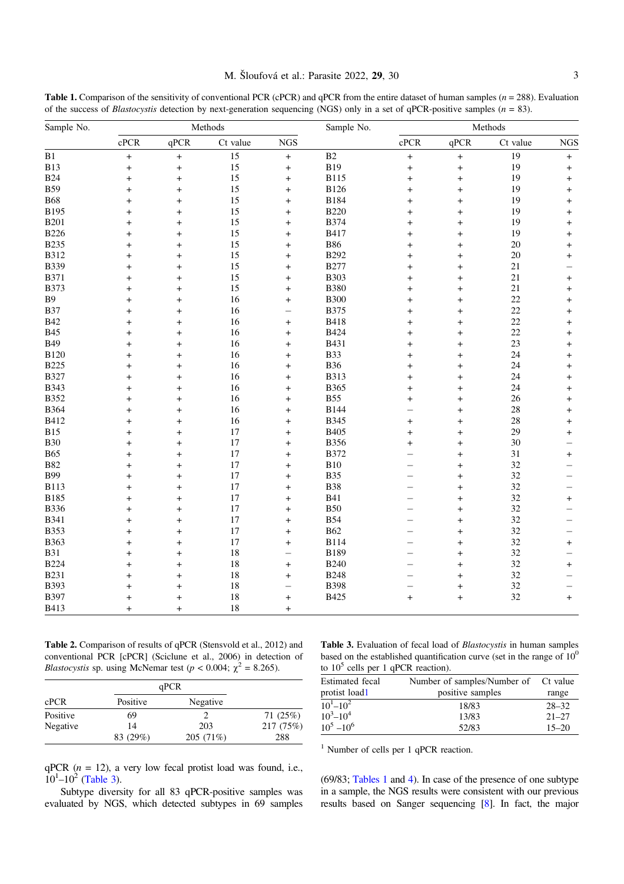**Table 1.** Comparison of the sensitivity of conventional PCR (cPCR) and qPCR from the entire dataset of human samples ($n = 288$). Evaluation of the success of *Blastocystis* detection by next-generation sequencing (NGS) only in a set of qPCR-positive samples ($n = 83$).

| Sample No. | Methods | | | | Sample No. | Methods | | | |
|---|---|---|---|---|---|---|---|---|---|
| | cPCR | qPCR | Ct value | NGS | | cPCR | qPCR | Ct value | NGS |
| B1 | + | + | 15 | + | B2 | + | + | 19 | + |
| B13 | + | + | 15 | + | B19 | + | + | 19 | + |
| B24 | + | + | 15 | + | B115 | + | + | 19 | + |
| B59 | + | + | 15 | + | B126 | + | + | 19 | + |
| B68 | + | + | 15 | + | B184 | + | + | 19 | + |
| B195 | + | + | 15 | + | B220 | + | + | 19 | + |
| B201 | + | + | 15 | + | B374 | + | + | 19 | + |
| B226 | + | + | 15 | + | B417 | + | + | 19 | + |
| B235 | + | + | 15 | + | B86 | + | + | 20 | + |
| B312 | + | + | 15 | + | B292 | + | + | 20 | + |
| B339 | + | + | 15 | + | B277 | + | + | 21 | – |
| B371 | + | + | 15 | + | B303 | + | + | 21 | + |
| B373 | + | + | 15 | + | B380 | + | + | 21 | + |
| B9 | + | + | 16 | + | B300 | + | + | 22 | + |
| B37 | + | + | 16 | – | B375 | + | + | 22 | + |
| B42 | + | + | 16 | + | B418 | + | + | 22 | + |
| B45 | + | + | 16 | + | B424 | + | + | 22 | + |
| B49 | + | + | 16 | + | B431 | + | + | 23 | + |
| B120 | + | + | 16 | + | B33 | + | + | 24 | + |
| B225 | + | + | 16 | + | B36 | + | + | 24 | + |
| B327 | + | + | 16 | + | B313 | + | + | 24 | + |
| B343 | + | + | 16 | + | B365 | + | + | 24 | + |
| B352 | + | + | 16 | + | B55 | + | + | 26 | + |
| B364 | + | + | 16 | + | B144 | – | + | 28 | + |
| B412 | + | + | 16 | + | B345 | + | + | 28 | + |
| B15 | + | + | 17 | + | B405 | + | + | 29 | + |
| B30 | + | + | 17 | + | B356 | + | + | 30 | – |
| B65 | + | + | 17 | + | B372 | – | + | 31 | + |
| B82 | + | + | 17 | + | B10 | – | + | 32 | – |
| B99 | + | + | 17 | + | B35 | – | + | 32 | – |
| B113 | + | + | 17 | + | B38 | – | + | 32 | – |
| B185 | + | + | 17 | + | B41 | – | + | 32 | + |
| B336 | + | + | 17 | + | B50 | – | + | 32 | – |
| B341 | + | + | 17 | + | B54 | – | + | 32 | – |
| B353 | + | + | 17 | + | B62 | – | + | 32 | – |
| B363 | + | + | 17 | + | B114 | – | + | 32 | + |
| B31 | + | + | 18 | – | B189 | – | + | 32 | – |
| B224 | + | + | 18 | + | B240 | – | + | 32 | + |
| B231 | + | + | 18 | + | B248 | – | + | 32 | – |
| B393 | + | + | 18 | – | B398 | – | + | 32 | – |
| B397 | + | + | 18 | + | B425 | + | + | 32 | + |
| B413 | + | + | 18 | + | | | | | |

**Table 2.** Comparison of results of qPCR (Stensvold et al., 2012) and conventional PCR [cPCR] (Sciclune et al., 2006) in detection of *Blastocystis* sp. using McNemar test ($p < 0.004$; $\chi^2 = 8.265$).

| cPCR | qPCR | | |
|---|---|---|---|
| | Positive | Negative | |
| Positive | 69 | 2 | 71 (25%) |
| Negative | 14 | 203 | 217 (75%) |
| | 83 (29%) | 205 (71%) | 288 |

**Table 3.** Evaluation of fecal load of *Blastocystis* in human samples based on the established quantification curve (set in the range of $10^0$ to $10^5$ cells per 1 qPCR reaction).

| Estimated fecal protist load[1] | Number of samples/Number of positive samples | Ct value range |
|---|---|---|
| $10^1$–$10^2$ | 18/83 | 28–32 |
| $10^3$–$10^4$ | 13/83 | 21–27 |
| $10^5$ –$10^6$ | 52/83 | 15–20 |

[1] Number of cells per 1 qPCR reaction.

qPCR ($n = 12$), a very low fecal protist load was found, i.e., $10^1$–$10^2$ (Table 3).

Subtype diversity for all 83 qPCR-positive samples was evaluated by NGS, which detected subtypes in 69 samples (69/83; Tables 1 and 4). In case of the presence of one subtype in a sample, the NGS results were consistent with our previous results based on Sanger sequencing [8]. In fact, the major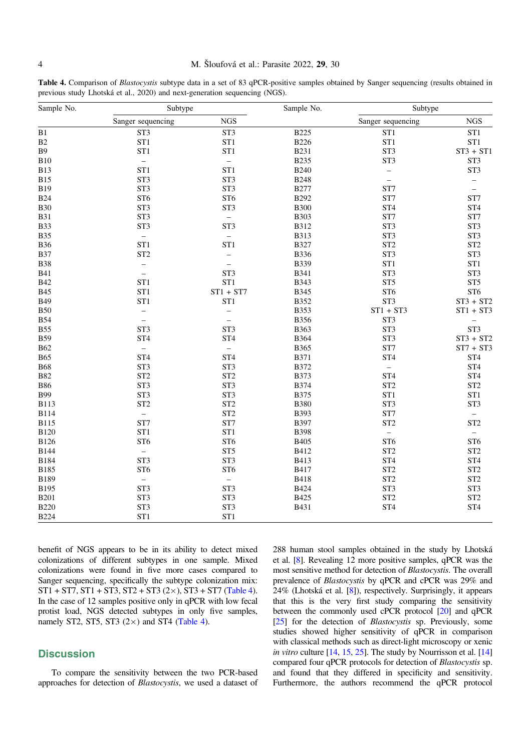**Table 4.** Comparison of *Blastocystis* subtype data in a set of 83 qPCR-positive samples obtained by Sanger sequencing (results obtained in previous study Lhotská et al., 2020) and next-generation sequencing (NGS).

| Sample No. | Subtype | | Sample No. | Subtype | |
|---|---|---|---|---|---|
| | Sanger sequencing | NGS | | Sanger sequencing | NGS |
| B1 | ST3 | ST3 | B225 | ST1 | ST1 |
| B2 | ST1 | ST1 | B226 | ST1 | ST1 |
| B9 | ST1 | ST1 | B231 | ST3 | ST3 + ST1 |
| B10 | – | – | B235 | ST3 | ST3 |
| B13 | ST1 | ST1 | B240 | – | ST3 |
| B15 | ST3 | ST3 | B248 | – | – |
| B19 | ST3 | ST3 | B277 | ST7 | – |
| B24 | ST6 | ST6 | B292 | ST7 | ST7 |
| B30 | ST3 | ST3 | B300 | ST4 | ST4 |
| B31 | ST3 | – | B303 | ST7 | ST7 |
| B33 | ST3 | ST3 | B312 | ST3 | ST3 |
| B35 | – | – | B313 | ST3 | ST3 |
| B36 | ST1 | ST1 | B327 | ST2 | ST2 |
| B37 | ST2 | – | B336 | ST3 | ST3 |
| B38 | – | – | B339 | ST1 | ST1 |
| B41 | – | ST3 | B341 | ST3 | ST3 |
| B42 | ST1 | ST1 | B343 | ST5 | ST5 |
| B45 | ST1 | ST1 + ST7 | B345 | ST6 | ST6 |
| B49 | ST1 | ST1 | B352 | ST3 | ST3 + ST2 |
| B50 | – | – | B353 | ST1 + ST3 | ST1 + ST3 |
| B54 | – | – | B356 | ST3 | – |
| B55 | ST3 | ST3 | B363 | ST3 | ST3 |
| B59 | ST4 | ST4 | B364 | ST3 | ST3 + ST2 |
| B62 | – | – | B365 | ST7 | ST7 + ST3 |
| B65 | ST4 | ST4 | B371 | ST4 | ST4 |
| B68 | ST3 | ST3 | B372 | – | ST4 |
| B82 | ST2 | ST2 | B373 | ST4 | ST4 |
| B86 | ST3 | ST3 | B374 | ST2 | ST2 |
| B99 | ST3 | ST3 | B375 | ST1 | ST1 |
| B113 | ST2 | ST2 | B380 | ST3 | ST3 |
| B114 | – | ST2 | B393 | ST7 | – |
| B115 | ST7 | ST7 | B397 | ST2 | ST2 |
| B120 | ST1 | ST1 | B398 | – | – |
| B126 | ST6 | ST6 | B405 | ST6 | ST6 |
| B144 | – | ST5 | B412 | ST2 | ST2 |
| B184 | ST3 | ST3 | B413 | ST4 | ST4 |
| B185 | ST6 | ST6 | B417 | ST2 | ST2 |
| B189 | – | – | B418 | ST2 | ST2 |
| B195 | ST3 | ST3 | B424 | ST3 | ST3 |
| B201 | ST3 | ST3 | B425 | ST2 | ST2 |
| B220 | ST3 | ST3 | B431 | ST4 | ST4 |
| B224 | ST1 | ST1 | | | |

benefit of NGS appears to be in its ability to detect mixed colonizations of different subtypes in one sample. Mixed colonizations were found in five more cases compared to Sanger sequencing, specifically the subtype colonization mix: ST1 + ST7, ST1 + ST3, ST2 + ST3 (2×), ST3 + ST7 (Table 4). In the case of 12 samples positive only in qPCR with low fecal protist load, NGS detected subtypes in only five samples, namely ST2, ST5, ST3 (2×) and ST4 (Table 4).

## Discussion

To compare the sensitivity between the two PCR-based approaches for detection of *Blastocystis*, we used a dataset of 288 human stool samples obtained in the study by Lhotská et al. [8]. Revealing 12 more positive samples, qPCR was the most sensitive method for detection of *Blastocystis*. The overall prevalence of *Blastocystis* by qPCR and cPCR was 29% and 24% (Lhotská et al. [8]), respectively. Surprisingly, it appears that this is the very first study comparing the sensitivity between the commonly used cPCR protocol [20] and qPCR [25] for the detection of *Blastocystis* sp. Previously, some studies showed higher sensitivity of qPCR in comparison with classical methods such as direct-light microscopy or xenic *in vitro* culture [14, 15, 25]. The study by Nourrisson et al. [14] compared four qPCR protocols for detection of *Blastocystis* sp. and found that they differed in specificity and sensitivity. Furthermore, the authors recommend the qPCR protocol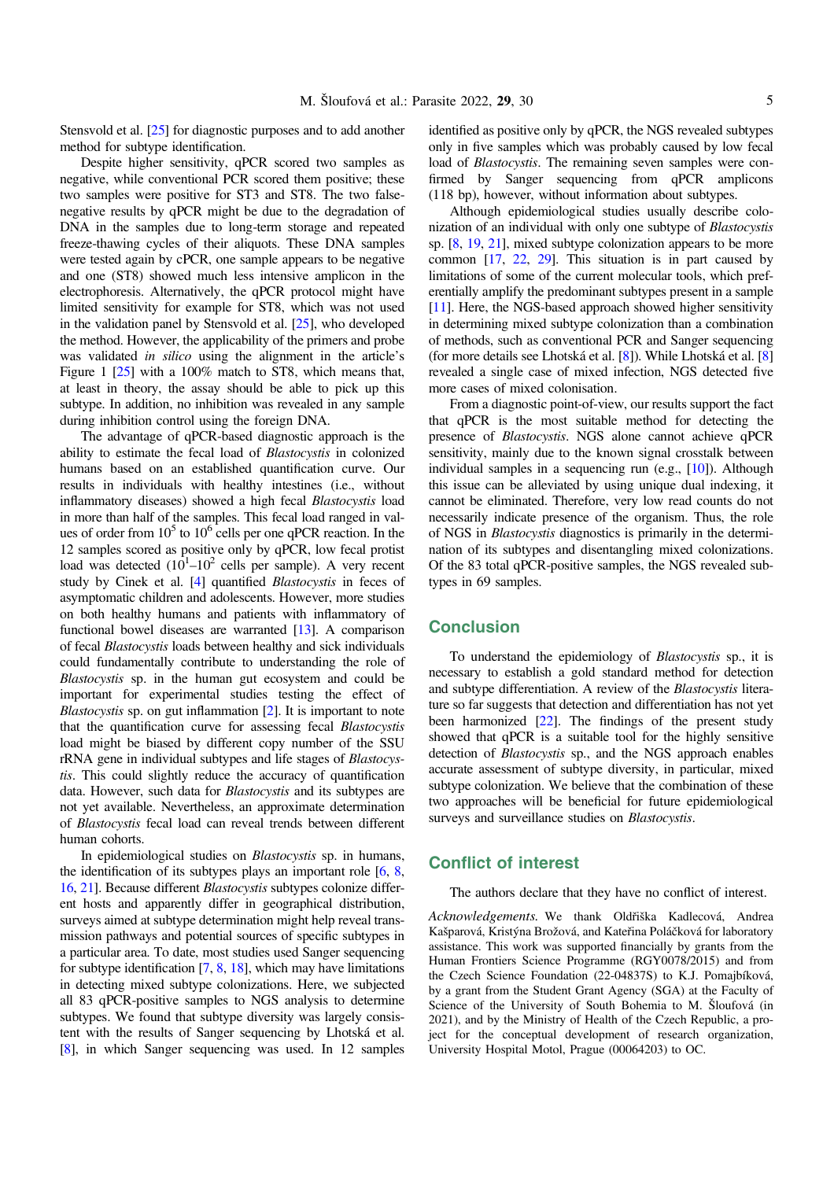Stensvold et al. [25] for diagnostic purposes and to add another method for subtype identification.

Despite higher sensitivity, qPCR scored two samples as negative, while conventional PCR scored them positive; these two samples were positive for ST3 and ST8. The two false-negative results by qPCR might be due to the degradation of DNA in the samples due to long-term storage and repeated freeze-thawing cycles of their aliquots. These DNA samples were tested again by cPCR, one sample appears to be negative and one (ST8) showed much less intensive amplicon in the electrophoresis. Alternatively, the qPCR protocol might have limited sensitivity for example for ST8, which was not used in the validation panel by Stensvold et al. [25], who developed the method. However, the applicability of the primers and probe was validated *in silico* using the alignment in the article's Figure 1 [25] with a 100% match to ST8, which means that, at least in theory, the assay should be able to pick up this subtype. In addition, no inhibition was revealed in any sample during inhibition control using the foreign DNA.

The advantage of qPCR-based diagnostic approach is the ability to estimate the fecal load of *Blastocystis* in colonized humans based on an established quantification curve. Our results in individuals with healthy intestines (i.e., without inflammatory diseases) showed a high fecal *Blastocystis* load in more than half of the samples. This fecal load ranged in values of order from $10^5$ to $10^6$ cells per one qPCR reaction. In the 12 samples scored as positive only by qPCR, low fecal protist load was detected ($10^1$–$10^2$ cells per sample). A very recent study by Cinek et al. [4] quantified *Blastocystis* in feces of asymptomatic children and adolescents. However, more studies on both healthy humans and patients with inflammatory of functional bowel diseases are warranted [13]. A comparison of fecal *Blastocystis* loads between healthy and sick individuals could fundamentally contribute to understanding the role of *Blastocystis* sp. in the human gut ecosystem and could be important for experimental studies testing the effect of *Blastocystis* sp. on gut inflammation [2]. It is important to note that the quantification curve for assessing fecal *Blastocystis* load might be biased by different copy number of the SSU rRNA gene in individual subtypes and life stages of *Blastocystis*. This could slightly reduce the accuracy of quantification data. However, such data for *Blastocystis* and its subtypes are not yet available. Nevertheless, an approximate determination of *Blastocystis* fecal load can reveal trends between different human cohorts.

In epidemiological studies on *Blastocystis* sp. in humans, the identification of its subtypes plays an important role [6, 8, 16, 21]. Because different *Blastocystis* subtypes colonize different hosts and apparently differ in geographical distribution, surveys aimed at subtype determination might help reveal transmission pathways and potential sources of specific subtypes in a particular area. To date, most studies used Sanger sequencing for subtype identification [7, 8, 18], which may have limitations in detecting mixed subtype colonizations. Here, we subjected all 83 qPCR-positive samples to NGS analysis to determine subtypes. We found that subtype diversity was largely consistent with the results of Sanger sequencing by Lhotská et al. [8], in which Sanger sequencing was used. In 12 samples identified as positive only by qPCR, the NGS revealed subtypes only in five samples which was probably caused by low fecal load of *Blastocystis*. The remaining seven samples were confirmed by Sanger sequencing from qPCR amplicons (118 bp), however, without information about subtypes.

Although epidemiological studies usually describe colonization of an individual with only one subtype of *Blastocystis* sp. [8, 19, 21], mixed subtype colonization appears to be more common [17, 22, 29]. This situation is in part caused by limitations of some of the current molecular tools, which preferentially amplify the predominant subtypes present in a sample [11]. Here, the NGS-based approach showed higher sensitivity in determining mixed subtype colonization than a combination of methods, such as conventional PCR and Sanger sequencing (for more details see Lhotská et al. [8]). While Lhotská et al. [8] revealed a single case of mixed infection, NGS detected five more cases of mixed colonisation.

From a diagnostic point-of-view, our results support the fact that qPCR is the most suitable method for detecting the presence of *Blastocystis*. NGS alone cannot achieve qPCR sensitivity, mainly due to the known signal crosstalk between individual samples in a sequencing run (e.g., [10]). Although this issue can be alleviated by using unique dual indexing, it cannot be eliminated. Therefore, very low read counts do not necessarily indicate presence of the organism. Thus, the role of NGS in *Blastocystis* diagnostics is primarily in the determination of its subtypes and disentangling mixed colonizations. Of the 83 total qPCR-positive samples, the NGS revealed subtypes in 69 samples.

## Conclusion

To understand the epidemiology of *Blastocystis* sp., it is necessary to establish a gold standard method for detection and subtype differentiation. A review of the *Blastocystis* literature so far suggests that detection and differentiation has not yet been harmonized [22]. The findings of the present study showed that qPCR is a suitable tool for the highly sensitive detection of *Blastocystis* sp., and the NGS approach enables accurate assessment of subtype diversity, in particular, mixed subtype colonization. We believe that the combination of these two approaches will be beneficial for future epidemiological surveys and surveillance studies on *Blastocystis*.

## Conflict of interest

The authors declare that they have no conflict of interest.

*Acknowledgements.* We thank Oldřiška Kadlecová, Andrea Kašparová, Kristýna Brožová, and Kateřina Poláčková for laboratory assistance. This work was supported financially by grants from the Human Frontiers Science Programme (RGY0078/2015) and from the Czech Science Foundation (22-04837S) to K.J. Pomajbíková, by a grant from the Student Grant Agency (SGA) at the Faculty of Science of the University of South Bohemia to M. Šloufová (in 2021), and by the Ministry of Health of the Czech Republic, a project for the conceptual development of research organization, University Hospital Motol, Prague (00064203) to OC.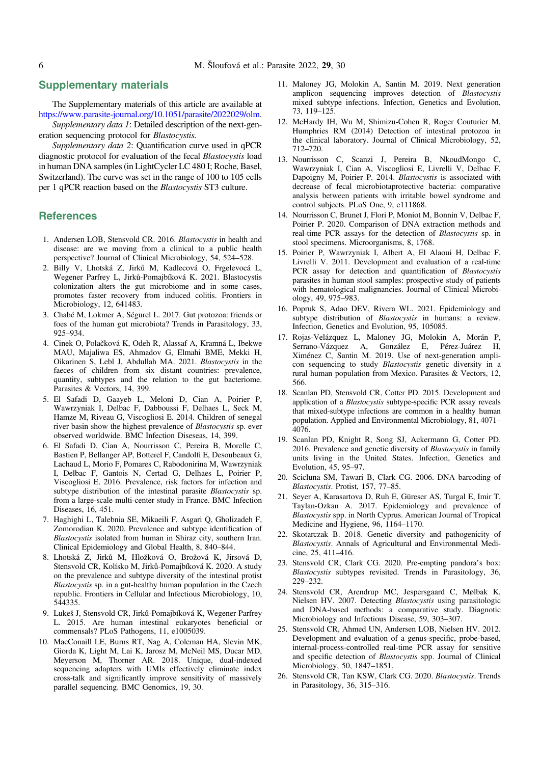## Supplementary materials

The Supplementary materials of this article are available at https://www.parasite-journal.org/10.1051/parasite/2022029/olm.

*Supplementary data 1*: Detailed description of the next-generation sequencing protocol for *Blastocystis*.

*Supplementary data 2*: Quantification curve used in qPCR diagnostic protocol for evaluation of the fecal *Blastocystis* load in human DNA samples (in LightCycler LC 480 I; Roche, Basel, Switzerland). The curve was set in the range of 100 to $10^5$ cells per 1 qPCR reaction based on the *Blastocystis* ST3 culture.

## References

1. Andersen LOB, Stensvold CR. 2016. *Blastocystis* in health and disease: are we moving from a clinical to a public health perspective? Journal of Clinical Microbiology, 54, 524–528.
2. Billy V, Lhotská Z, Jirků M, Kadlecová O, Frgelevocá L, Wegener Parfrey L, Jirků-Pomajbíková K. 2021. Blastocystis colonization alters the gut microbiome and in some cases, promotes faster recovery from induced colitis. Frontiers in Microbiology, 12, 641483.
3. Chabé M, Lokmer A, Ségurel L. 2017. Gut protozoa: friends or foes of the human gut microbiota? Trends in Parasitology, 33, 925–934.
4. Cinek O, Polačková K, Odeh R, Alassaf A, Kramná L, Ibekwe MAU, Majaliwa ES, Ahmadov G, Elmahi BME, Mekki H, Oikarinen S, Lebl J, Abdullah MA. 2021. *Blastocystis* in the faeces of children from six distant countries: prevalence, quantity, subtypes and the relation to the gut bacteriome. Parasites & Vectors, 14, 399.
5. El Safadi D, Gaayeb L, Meloni D, Cian A, Poirier P, Wawrzyniak I, Delbac F, Dabboussi F, Delhaes L, Seck M, Hamze M, Riveau G, Viscogliosi E. 2014. Children of senegal river basin show the highest prevalence of *Blastocystis* sp. ever observed worldwide. BMC Infection Diseseas, 14, 399.
6. El Safadi D, Cian A, Nourrisson C, Pereira B, Morelle C, Bastien P, Bellanger AP, Botterel F, Candolfi E, Desoubeaux G, Lachaud L, Morio F, Pomares C, Rabodonirina M, Wawrzyniak I, Delbac F, Gantois N, Certad G, Delhaes L, Poirier P, Viscogliosi E. 2016. Prevalence, risk factors for infection and subtype distribution of the intestinal parasite *Blastocystis* sp. from a large-scale multi-center study in France. BMC Infection Diseases, 16, 451.
7. Haghighi L, Talebnia SE, Mikaeili F, Asgari Q, Gholizadeh F, Zomorodian K. 2020. Prevalence and subtype identification of *Blastocystis* isolated from human in Shiraz city, southern Iran. Clinical Epidemiology and Global Health, 8, 840–844.
8. Lhotská Z, Jirků M, Hložková O, Brožová K, Jirsová D, Stensvold CR, Kolísko M, Jirků-Pomajbíková K. 2020. A study on the prevalence and subtype diversity of the intestinal protist *Blastocystis* sp. in a gut-healthy human population in the Czech republic. Frontiers in Cellular and Infectious Microbiology, 10, 544335.
9. Lukeš J, Stensvold CR, Jirků-Pomajbíková K, Wegener Parfrey L. 2015. Are human intestinal eukaryotes beneficial or commensals? PLoS Pathogens, 11, e1005039.
10. MacConaill LE, Burns RT, Nag A, Coleman HA, Slevin MK, Giorda K, Light M, Lai K, Jarosz M, McNeil MS, Ducar MD, Meyerson M, Thorner AR. 2018. Unique, dual-indexed sequencing adapters with UMIs effectively eliminate index cross-talk and significantly improve sensitivity of massively parallel sequencing. BMC Genomics, 19, 30.
11. Maloney JG, Molokin A, Santin M. 2019. Next generation amplicon sequencing improves detection of *Blastocystis* mixed subtype infections. Infection, Genetics and Evolution, 73, 119–125.
12. McHardy IH, Wu M, Shimizu-Cohen R, Roger Couturier M, Humphries RM (2014) Detection of intestinal protozoa in the clinical laboratory. Journal of Clinical Microbiology, 52, 712–720.
13. Nourrisson C, Scanzi J, Pereira B, NkoudMongo C, Wawrzyniak I, Cian A, Viscogliosi E, Livrelli V, Delbac F, Dapoigny M, Poirier P. 2014. *Blastocystis* is associated with decrease of fecal microbiotaprotective bacteria: comparative analysis between patients with irritable bowel syndrome and control subjects. PLoS One, 9, e111868.
14. Nourrisson C, Brunet J, Flori P, Moniot M, Bonnin V, Delbac F, Poirier P. 2020. Comparison of DNA extraction methods and real-time PCR assays for the detection of *Blastocystis* sp. in stool specimens. Microorganisms, 8, 1768.
15. Poirier P, Wawrzyniak I, Albert A, El Alaoui H, Delbac F, Livrelli V. 2011. Development and evaluation of a real-time PCR assay for detection and quantification of *Blastocystis* parasites in human stool samples: prospective study of patients with hematological malignancies. Journal of Clinical Microbiology, 49, 975–983.
16. Popruk S, Adao DEV, Rivera WL. 2021. Epidemiology and subtype distribution of *Blastocystis* in humans: a review. Infection, Genetics and Evolution, 95, 105085.
17. Rojas-Velázquez L, Maloney JG, Molokin A, Morán P, Serrano-Vázquez A, González E, Pérez-Juárez H, Ximénez C, Santin M. 2019. Use of next-generation amplicon sequencing to study *Blastocystis* genetic diversity in a rural human population from Mexico. Parasites & Vectors, 12, 566.
18. Scanlan PD, Stensvold CR, Cotter PD. 2015. Development and application of a *Blastocystis* subtype-specific PCR assay reveals that mixed-subtype infections are common in a healthy human population. Applied and Environmental Microbiology, 81, 4071–4076.
19. Scanlan PD, Knight R, Song SJ, Ackermann G, Cotter PD. 2016. Prevalence and genetic diversity of *Blastocystis* in family units living in the United States. Infection, Genetics and Evolution, 45, 95–97.
20. Scicluna SM, Tawari B, Clark CG. 2006. DNA barcoding of *Blastocystis*. Protist, 157, 77–85.
21. Seyer A, Karasartova D, Ruh E, Güreser AS, Turgal E, Imir T, Taylan-Ozkan A. 2017. Epidemiology and prevalence of *Blastocystis* spp. in North Cyprus. American Journal of Tropical Medicine and Hygiene, 96, 1164–1170.
22. Skotarczak B. 2018. Genetic diversity and pathogenicity of *Blastocystis*. Annals of Agricultural and Environmental Medicine, 25, 411–416.
23. Stensvold CR, Clark CG. 2020. Pre-empting pandora's box: *Blastocystis* subtypes revisited. Trends in Parasitology, 36, 229–232.
24. Stensvold CR, Arendrup MC, Jespersgaard C, Mølbak K, Nielsen HV. 2007. Detecting *Blastocystis* using parasitologic and DNA-based methods: a comparative study. Diagnostic Microbiology and Infectious Disease, 59, 303–307.
25. Stensvold CR, Ahmed UN, Andersen LOB, Nielsen HV. 2012. Development and evaluation of a genus-specific, probe-based, internal-process-controlled real-time PCR assay for sensitive and specific detection of *Blastocystis* spp. Journal of Clinical Microbiology, 50, 1847–1851.
26. Stensvold CR, Tan KSW, Clark CG. 2020. *Blastocystis*. Trends in Parasitology, 36, 315–316.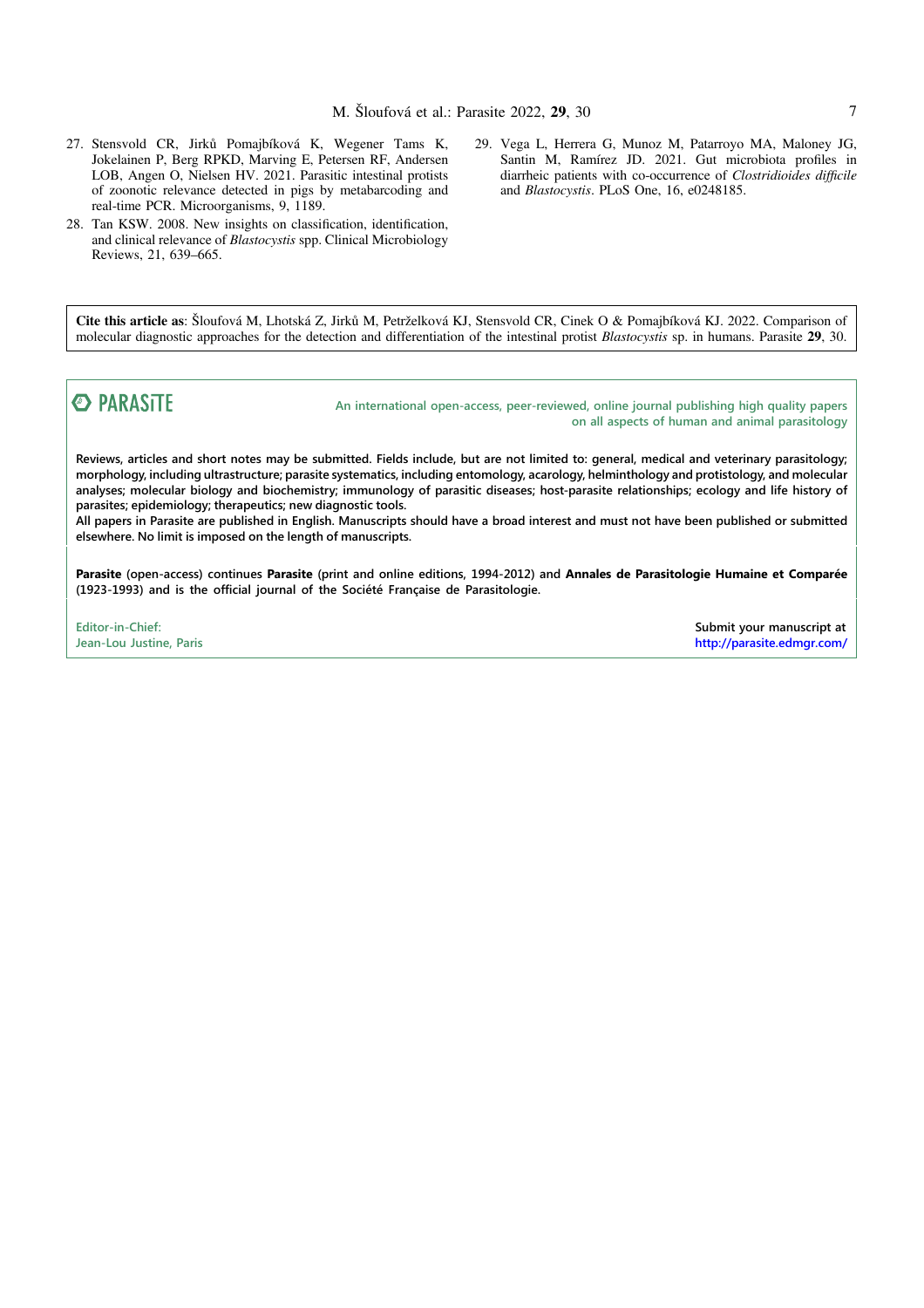27. Stensvold CR, Jirků Pomajbíková K, Wegener Tams K, Jokelainen P, Berg RPKD, Marving E, Petersen RF, Andersen LOB, Angen O, Nielsen HV. 2021. Parasitic intestinal protists of zoonotic relevance detected in pigs by metabarcoding and real-time PCR. Microorganisms, 9, 1189.
28. Tan KSW. 2008. New insights on classification, identification, and clinical relevance of *Blastocystis* spp. Clinical Microbiology Reviews, 21, 639–665.
29. Vega L, Herrera G, Munoz M, Patarroyo MA, Maloney JG, Santin M, Ramírez JD. 2021. Gut microbiota profiles in diarrheic patients with co-occurrence of *Clostridioides difficile* and *Blastocystis*. PLoS One, 16, e0248185.

**Cite this article as**: Šloufová M, Lhotská Z, Jirků M, Petrželková KJ, Stensvold CR, Cinek O & Pomajbíková KJ. 2022. Comparison of molecular diagnostic approaches for the detection and differentiation of the intestinal protist *Blastocystis* sp. in humans. Parasite **29**, 30.

**PARASITE**

An international open-access, peer-reviewed, online journal publishing high quality papers on all aspects of human and animal parasitology

**Reviews, articles and short notes may be submitted. Fields include, but are not limited to: general, medical and veterinary parasitology; morphology, including ultrastructure; parasite systematics, including entomology, acarology, helminthology and protistology, and molecular analyses; molecular biology and biochemistry; immunology of parasitic diseases; host-parasite relationships; ecology and life history of parasites; epidemiology; therapeutics; new diagnostic tools.**
**All papers in Parasite are published in English. Manuscripts should have a broad interest and must not have been published or submitted elsewhere. No limit is imposed on the length of manuscripts.**

**Parasite** (open-access) continues **Parasite** (print and online editions, 1994-2012) and **Annales de Parasitologie Humaine et Comparée** (1923-1993) and is the official journal of the Société Française de Parasitologie.

Editor-in-Chief:
Jean-Lou Justine, Paris

Submit your manuscript at
http://parasite.edmgr.com/